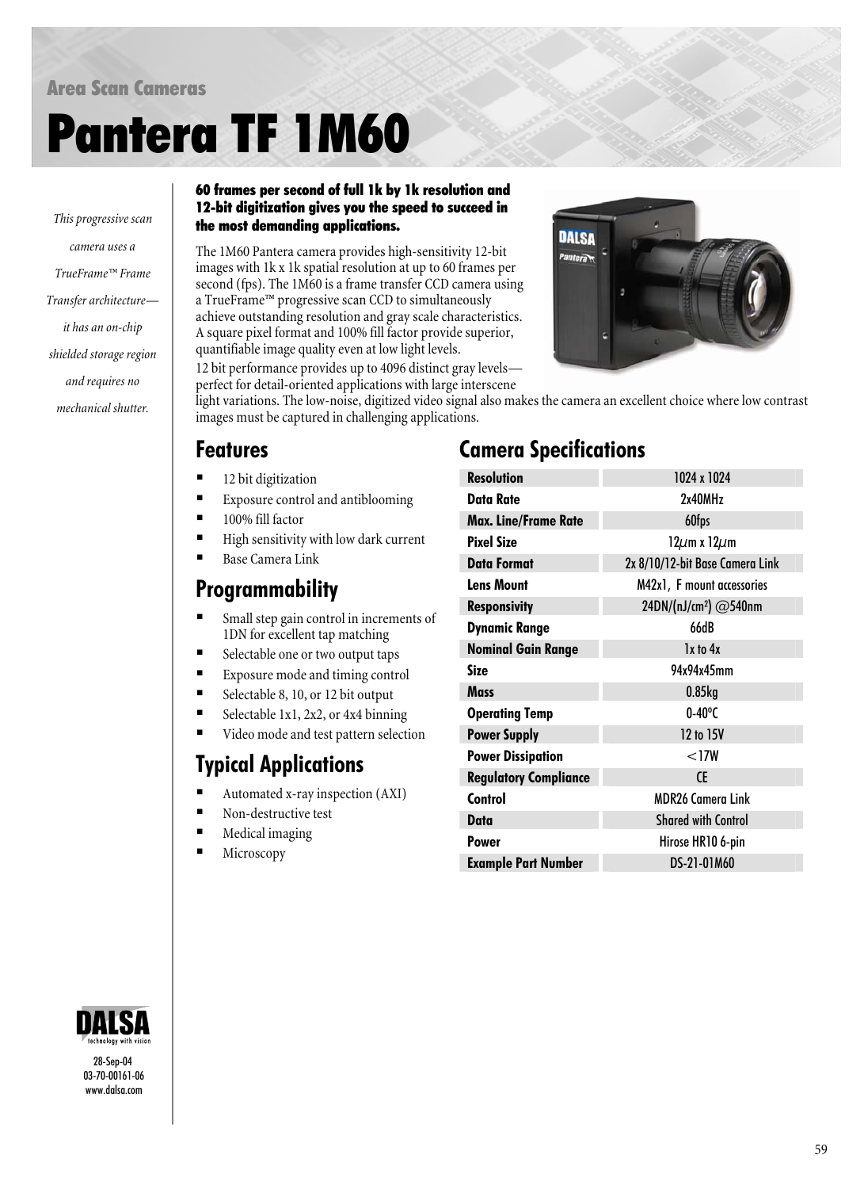Area Scan Cameras

# Pantera TF 1M60

*This progressive scan camera uses a TrueFrame™ Frame Transfer architecture—it has an on-chip shielded storage region and requires no mechanical shutter.*

**60 frames per second of full 1k by 1k resolution and 12-bit digitization gives you the speed to succeed in the most demanding applications.**

The 1M60 Pantera camera provides high-sensitivity 12-bit images with 1k x 1k spatial resolution at up to 60 frames per second (fps). The 1M60 is a frame transfer CCD camera using a TrueFrame™ progressive scan CCD to simultaneously achieve outstanding resolution and gray scale characteristics. A square pixel format and 100% fill factor provide superior, quantifiable image quality even at low light levels.

12 bit performance provides up to 4096 distinct gray levels—perfect for detail-oriented applications with large interscene light variations. The low-noise, digitized video signal also makes the camera an excellent choice where low contrast images must be captured in challenging applications.

## Features

- 12 bit digitization
- Exposure control and antiblooming
- 100% fill factor
- High sensitivity with low dark current
- Base Camera Link

## Programmability

- Small step gain control in increments of 1DN for excellent tap matching
- Selectable one or two output taps
- Exposure mode and timing control
- Selectable 8, 10, or 12 bit output
- Selectable 1x1, 2x2, or 4x4 binning
- Video mode and test pattern selection

## Typical Applications

- Automated x-ray inspection (AXI)
- Non-destructive test
- Medical imaging
- Microscopy

## Camera Specifications

| | |
|---|---|
| **Resolution** | 1024 x 1024 |
| **Data Rate** | 2x40MHz |
| **Max. Line/Frame Rate** | 60fps |
| **Pixel Size** | 12$\mu$m x 12$\mu$m |
| **Data Format** | 2x 8/10/12-bit Base Camera Link |
| **Lens Mount** | M42x1, F mount accessories |
| **Responsivity** | 24DN/(nJ/cm$^2$) @540nm |
| **Dynamic Range** | 66dB |
| **Nominal Gain Range** | 1x to 4x |
| **Size** | 94x94x45mm |
| **Mass** | 0.85kg |
| **Operating Temp** | 0-40°C |
| **Power Supply** | 12 to 15V |
| **Power Dissipation** | <17W |
| **Regulatory Compliance** | CE |
| **Control** | MDR26 Camera Link |
| **Data** | Shared with Control |
| **Power** | Hirose HR10 6-pin |
| **Example Part Number** | DS-21-01M60 |

DALSA technology with vision

28-Sep-04
03-70-00161-06
www.dalsa.com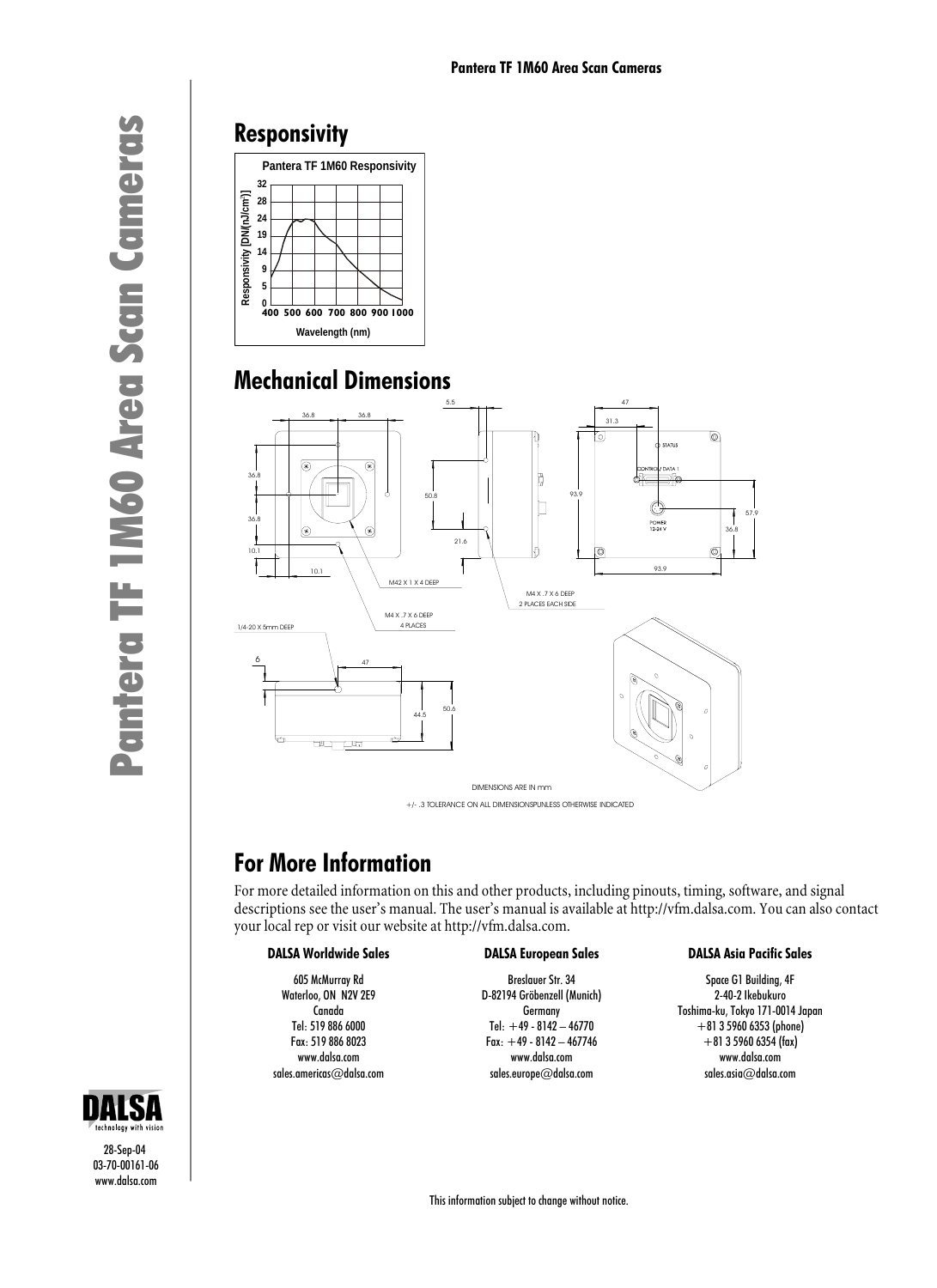## Responsivity

Pantera TF 1M60 Responsivity

Responsivity [DN/(nJ/cm²)]

32
28
24
19
14
9
5
0

400 500 600 700 800 900 1000

Wavelength (nm)

## Mechanical Dimensions

5.5
47
36.8 36.8
31.3
STATUS
CONTROL / DATA 1
36.8
50.8
93.9
57.9
POWER 12-24 V
36.8
36.8
21.6
10.1
10.1
93.9
M42 X 1 X 4 DEEP
M4 X .7 X 6 DEEP 2 PLACES EACH SIDE
M4 X .7 X 6 DEEP 4 PLACES
1/4-20 X 5mm DEEP
6
47
50.6
44.5

DIMENSIONS ARE IN mm

+/- .3 TOLERANCE ON ALL DIMENSIONSPUNLESS OTHERWISE INDICATED

## For More Information

For more detailed information on this and other products, including pinouts, timing, software, and signal descriptions see the user's manual. The user's manual is available at http://vfm.dalsa.com. You can also contact your local rep or visit our website at http://vfm.dalsa.com.

**DALSA Worldwide Sales**

605 McMurray Rd
Waterloo, ON N2V 2E9
Canada
Tel: 519 886 6000
Fax: 519 886 8023
www.dalsa.com
sales.americas@dalsa.com

**DALSA European Sales**

Breslauer Str. 34
D-82194 Gröbenzell (Munich)
Germany
Tel: +49 - 8142 – 46770
Fax: +49 - 8142 – 467746
www.dalsa.com
sales.europe@dalsa.com

**DALSA Asia Pacific Sales**

Space G1 Building, 4F
2-40-2 Ikebukuro
Toshima-ku, Tokyo 171-0014 Japan
+81 3 5960 6353 (phone)
+81 3 5960 6354 (fax)
www.dalsa.com
sales.asia@dalsa.com

DALSA technology with vision

28-Sep-04
03-70-00161-06
www.dalsa.com

This information subject to change without notice.